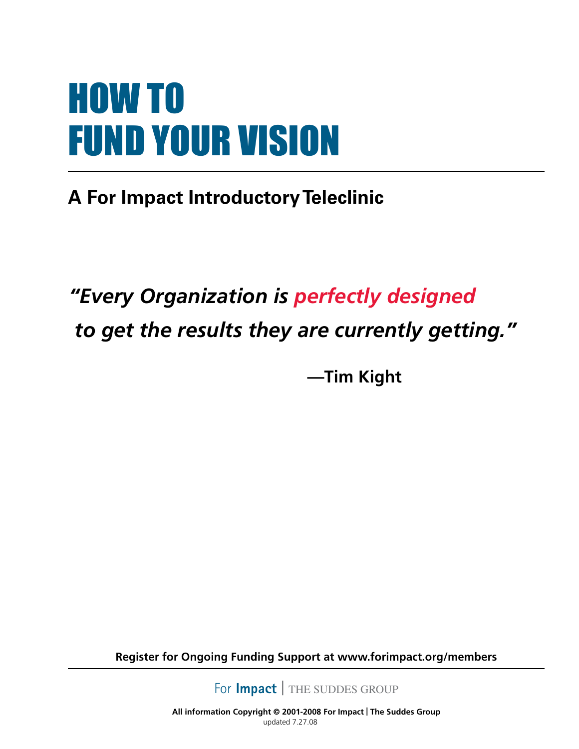# HOW TO FUND YOUR VISION

## A For Impact Introductory Teleclinic

***"Every Organization is perfectly designed to get the results they are currently getting."***

**—Tim Kight**

**Register for Ongoing Funding Support at www.forimpact.org/members**

For **Impact** | THE SUDDES GROUP

**All information Copyright © 2001-2008 For Impact | The Suddes Group**
updated 7.27.08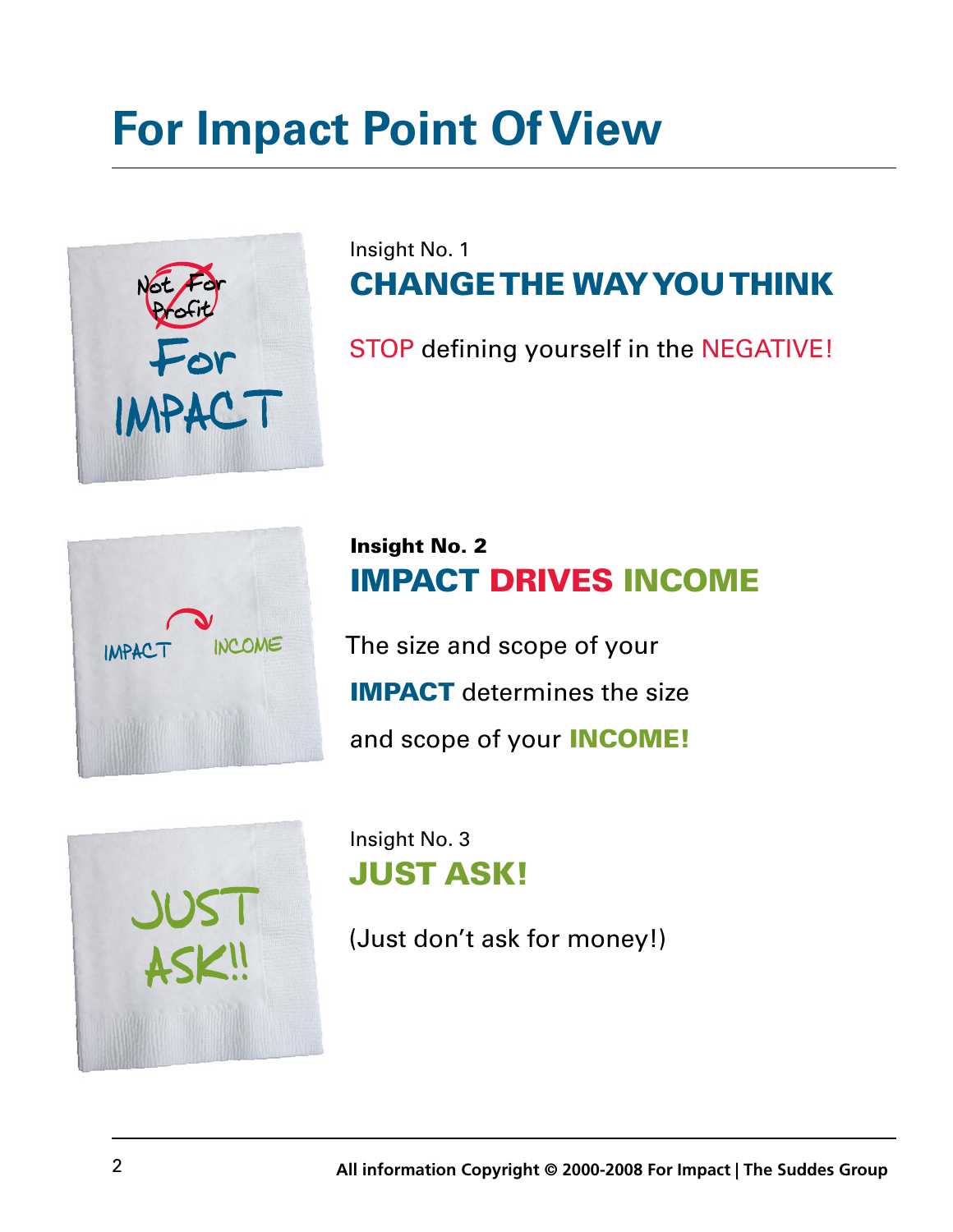# For Impact Point Of View

Insight No. 1

## CHANGE THE WAY YOU THINK

STOP defining yourself in the NEGATIVE!

**Insight No. 2**

## IMPACT DRIVES INCOME

The size and scope of your **IMPACT** determines the size and scope of your **INCOME!**

Insight No. 3

## JUST ASK!

(Just don't ask for money!)

**All information Copyright © 2000-2008 For Impact | The Suddes Group**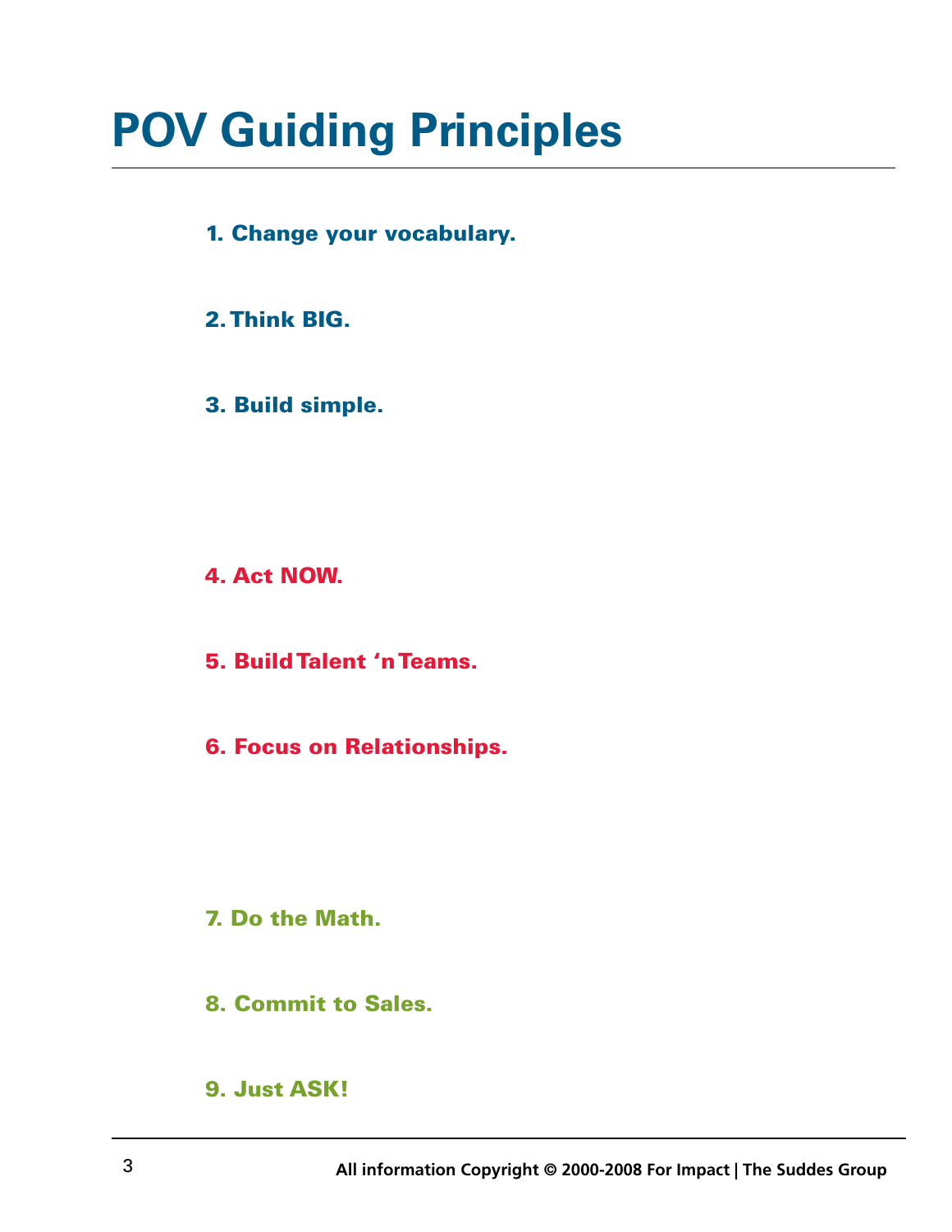# POV Guiding Principles

**1. Change your vocabulary.**

**2. Think BIG.**

**3. Build simple.**

**4. Act NOW.**

**5. Build Talent 'n Teams.**

**6. Focus on Relationships.**

**7. Do the Math.**

**8. Commit to Sales.**

**9. Just ASK!**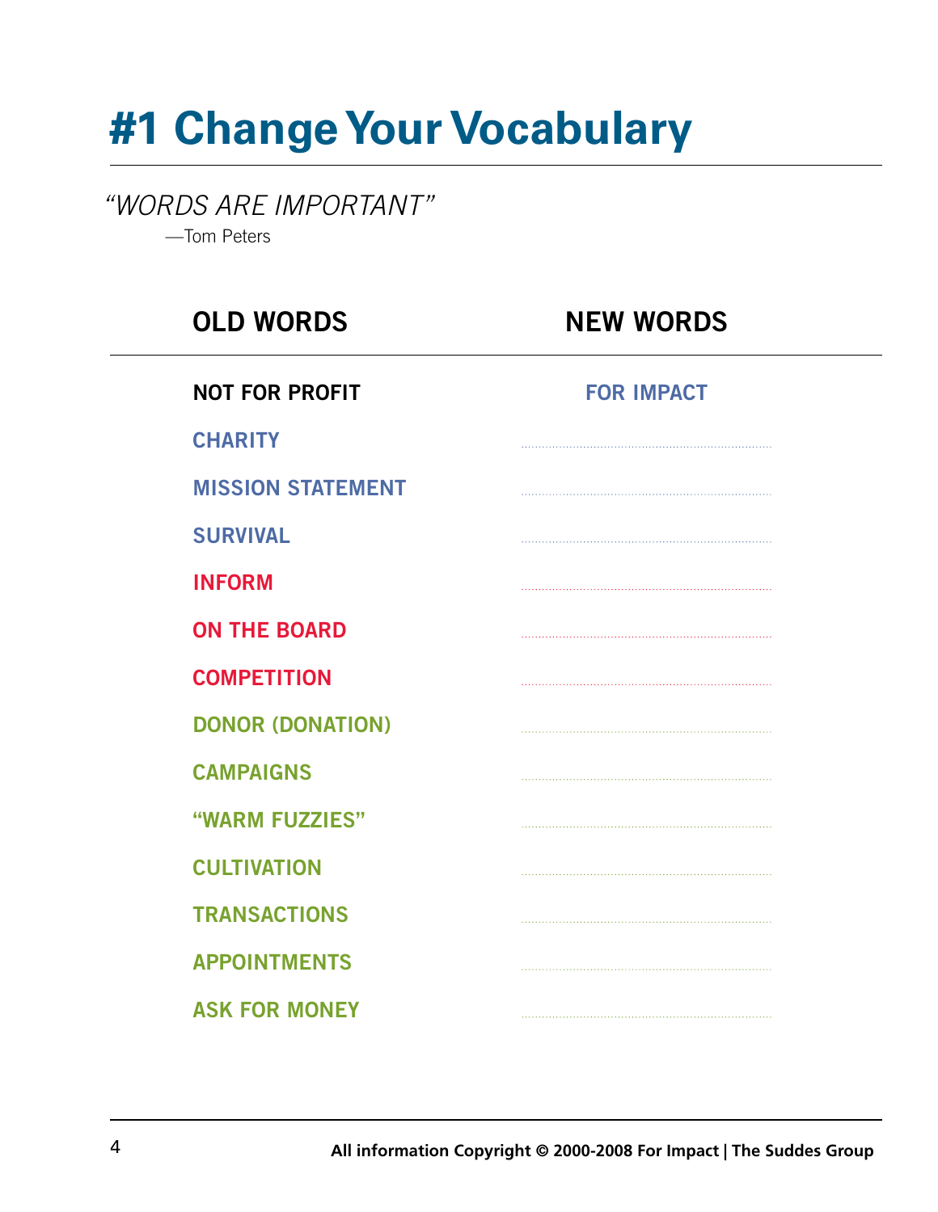# #1 Change Your Vocabulary

*"WORDS ARE IMPORTANT"*
—Tom Peters

| OLD WORDS | NEW WORDS |
| --- | --- |
| NOT FOR PROFIT | FOR IMPACT |
| CHARITY | |
| MISSION STATEMENT | |
| SURVIVAL | |
| INFORM | |
| ON THE BOARD | |
| COMPETITION | |
| DONOR (DONATION) | |
| CAMPAIGNS | |
| "WARM FUZZIES" | |
| CULTIVATION | |
| TRANSACTIONS | |
| APPOINTMENTS | |
| ASK FOR MONEY | |

**All information Copyright © 2000-2008 For Impact | The Suddes Group**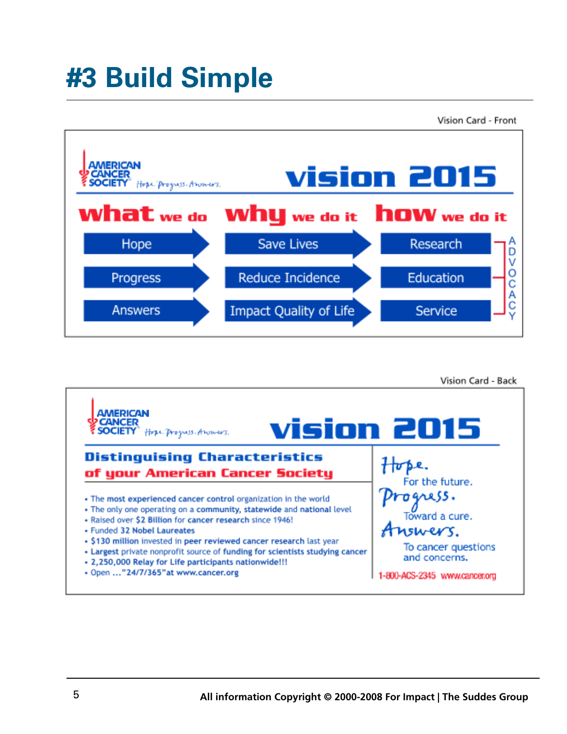# #3 Build Simple

Vision Card - Front

AMERICAN CANCER SOCIETY Hope. Progress. Answers.

**vision 2015**

| what we do | why we do it | how we do it |
|---|---|---|
| Hope | Save Lives | Research |
| Progress | Reduce Incidence | Education |
| Answers | Impact Quality of Life | Service |

ADVOCACY

Vision Card - Back

AMERICAN CANCER SOCIETY Hope. Progress. Answers.

**vision 2015**

**Distinguishing Characteristics of your American Cancer Society**

- The **most experienced cancer control** organization in the world
- The only one operating on a **community, statewide** and **national** level
- Raised over **$2 Billion** for **cancer research** since 1946!
- Funded **32 Nobel Laureates**
- **$130 million** invested in **peer reviewed cancer research** last year
- **Largest** private nonprofit source of **funding for scientists studying cancer**
- **2,250,000 Relay for Life participants nationwide!!!**
- Open ..."**24/7/365"at www.cancer.org**

Hope.
For the future.

Progress.
Toward a cure.

Answers.
To cancer questions and concerns.

1-800-ACS-2345 www.cancer.org

**All information Copyright © 2000-2008 For Impact | The Suddes Group**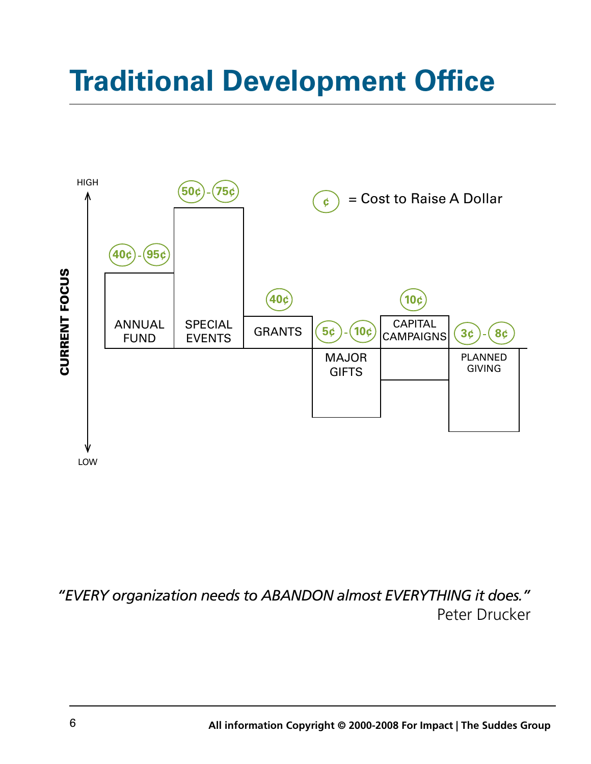# Traditional Development Office

HIGH

CURRENT FOCUS

LOW

¢ = Cost to Raise A Dollar

40¢ - 95¢
ANNUAL FUND

50¢ - 75¢
SPECIAL EVENTS

40¢
GRANTS

5¢ - 10¢
MAJOR GIFTS

10¢
CAPITAL CAMPAIGNS

3¢ - 8¢
PLANNED GIVING

*"EVERY organization needs to ABANDON almost EVERYTHING it does."*

Peter Drucker

**All information Copyright © 2000-2008 For Impact | The Suddes Group**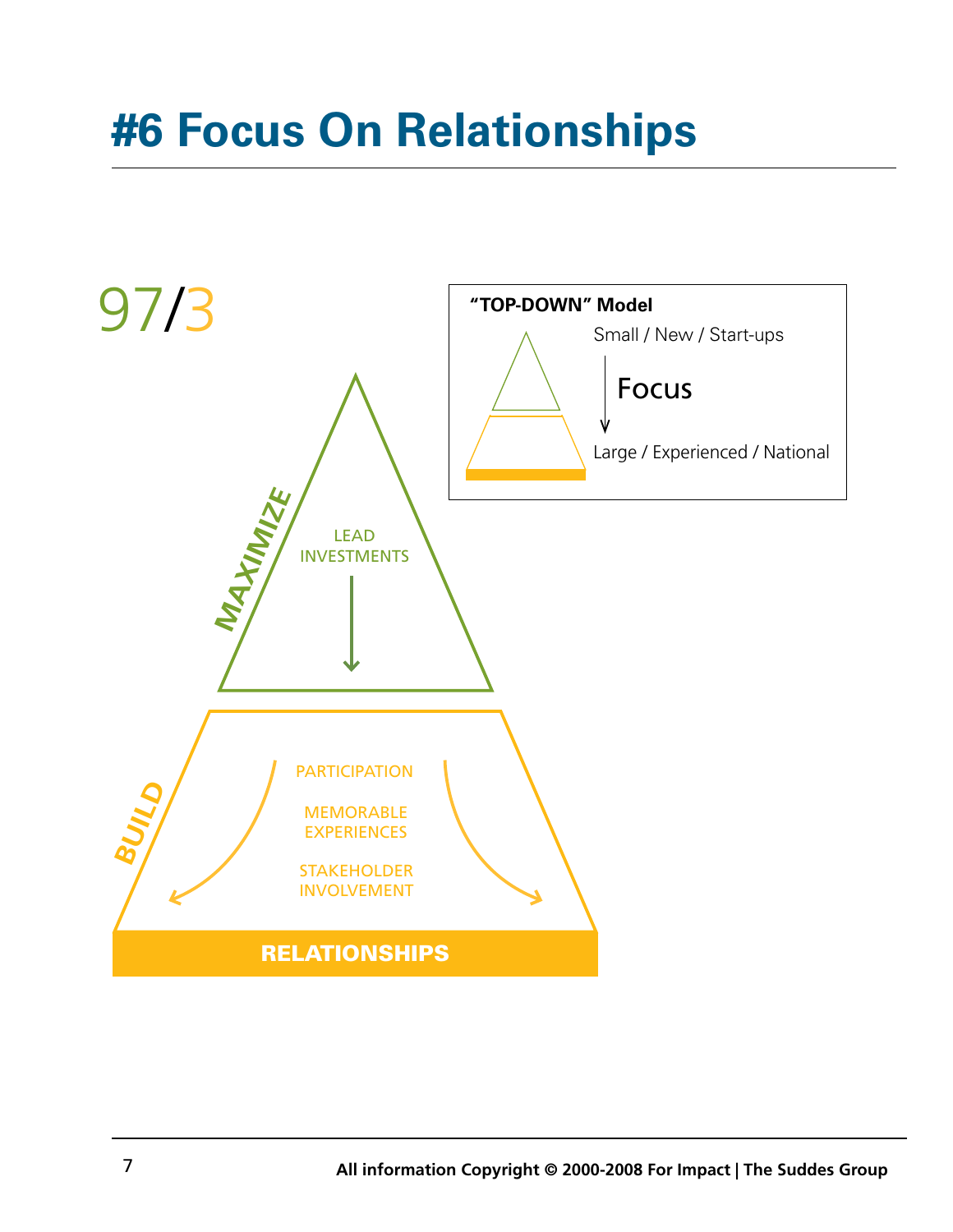# #6 Focus On Relationships

97/3

"TOP-DOWN" Model

Small / New / Start-ups

Focus

Large / Experienced / National

MAXIMIZE

LEAD INVESTMENTS

BUILD

PARTICIPATION

MEMORABLE EXPERIENCES

STAKEHOLDER INVOLVEMENT

RELATIONSHIPS

All information Copyright © 2000-2008 For Impact | The Suddes Group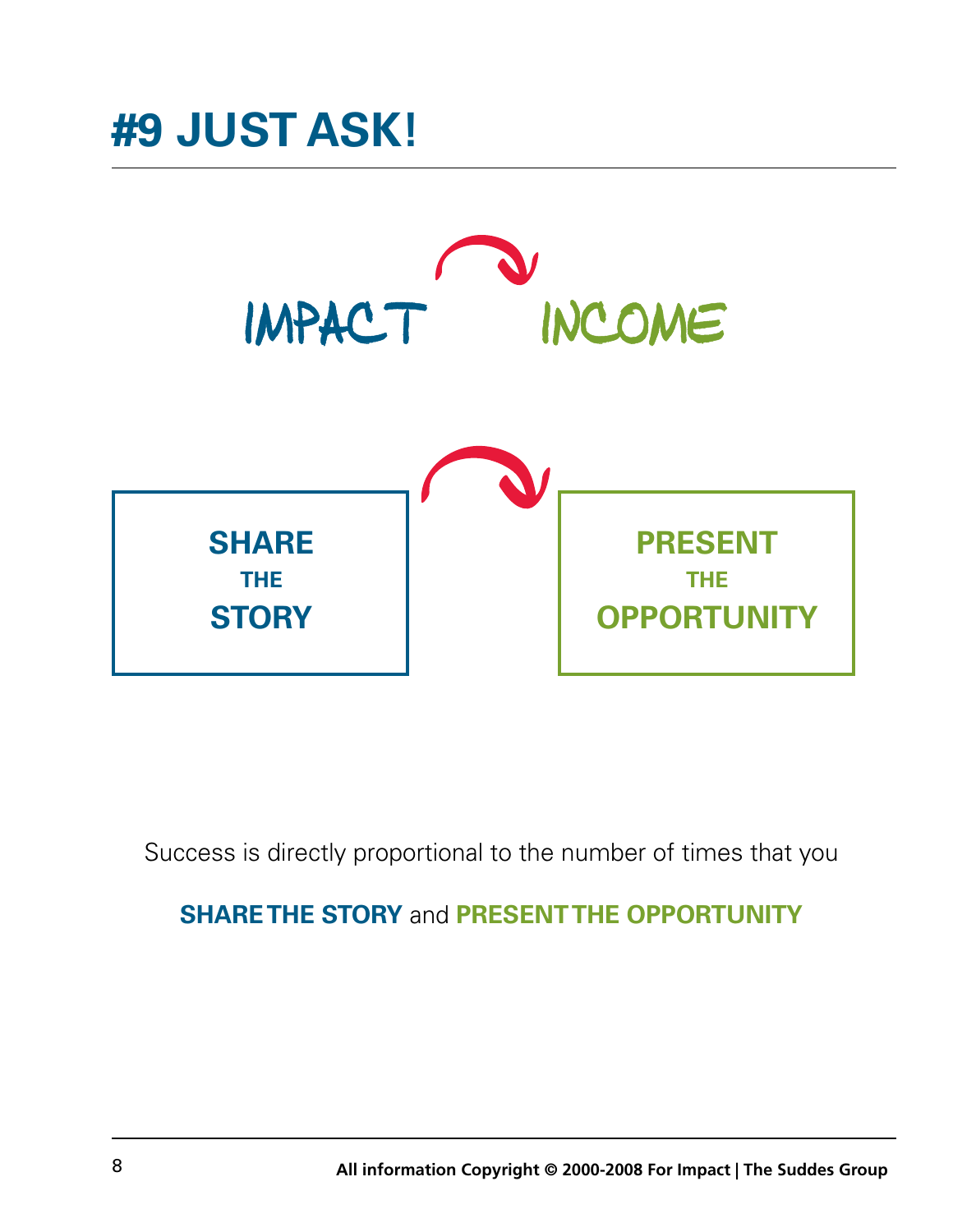# #9 JUST ASK!

IMPACT → INCOME

**SHARE THE STORY** → **PRESENT THE OPPORTUNITY**

Success is directly proportional to the number of times that you

**SHARE THE STORY** and **PRESENT THE OPPORTUNITY**

All information Copyright © 2000-2008 For Impact | The Suddes Group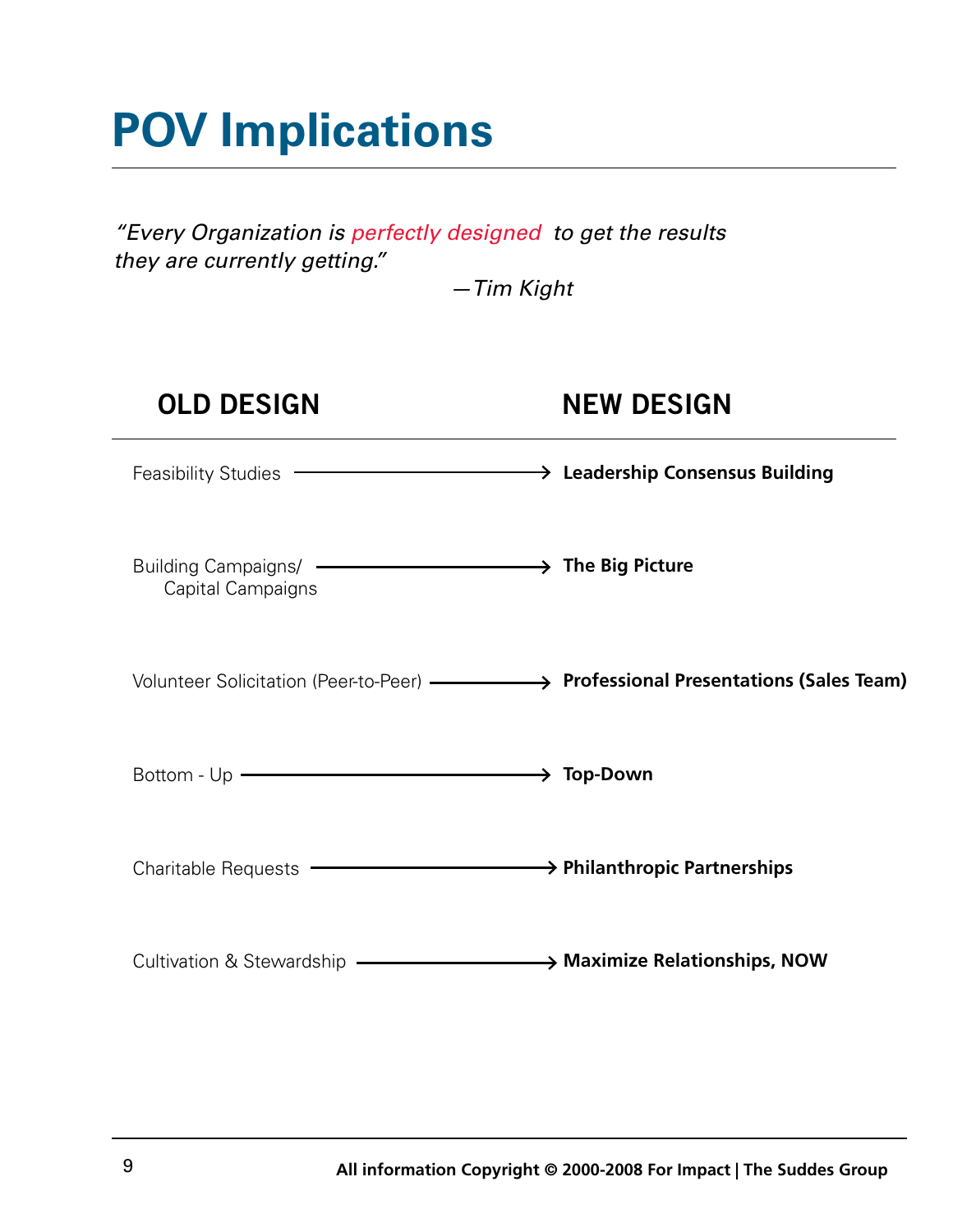# POV Implications

*"Every Organization is perfectly designed to get the results they are currently getting."*

*—Tim Kight*

| OLD DESIGN | NEW DESIGN |
|---|---|
| Feasibility Studies → | **Leadership Consensus Building** |
| Building Campaigns/ Capital Campaigns → | **The Big Picture** |
| Volunteer Solicitation (Peer-to-Peer) → | **Professional Presentations (Sales Team)** |
| Bottom - Up → | **Top-Down** |
| Charitable Requests → | **Philanthropic Partnerships** |
| Cultivation & Stewardship → | **Maximize Relationships, NOW** |

**All information Copyright © 2000-2008 For Impact | The Suddes Group**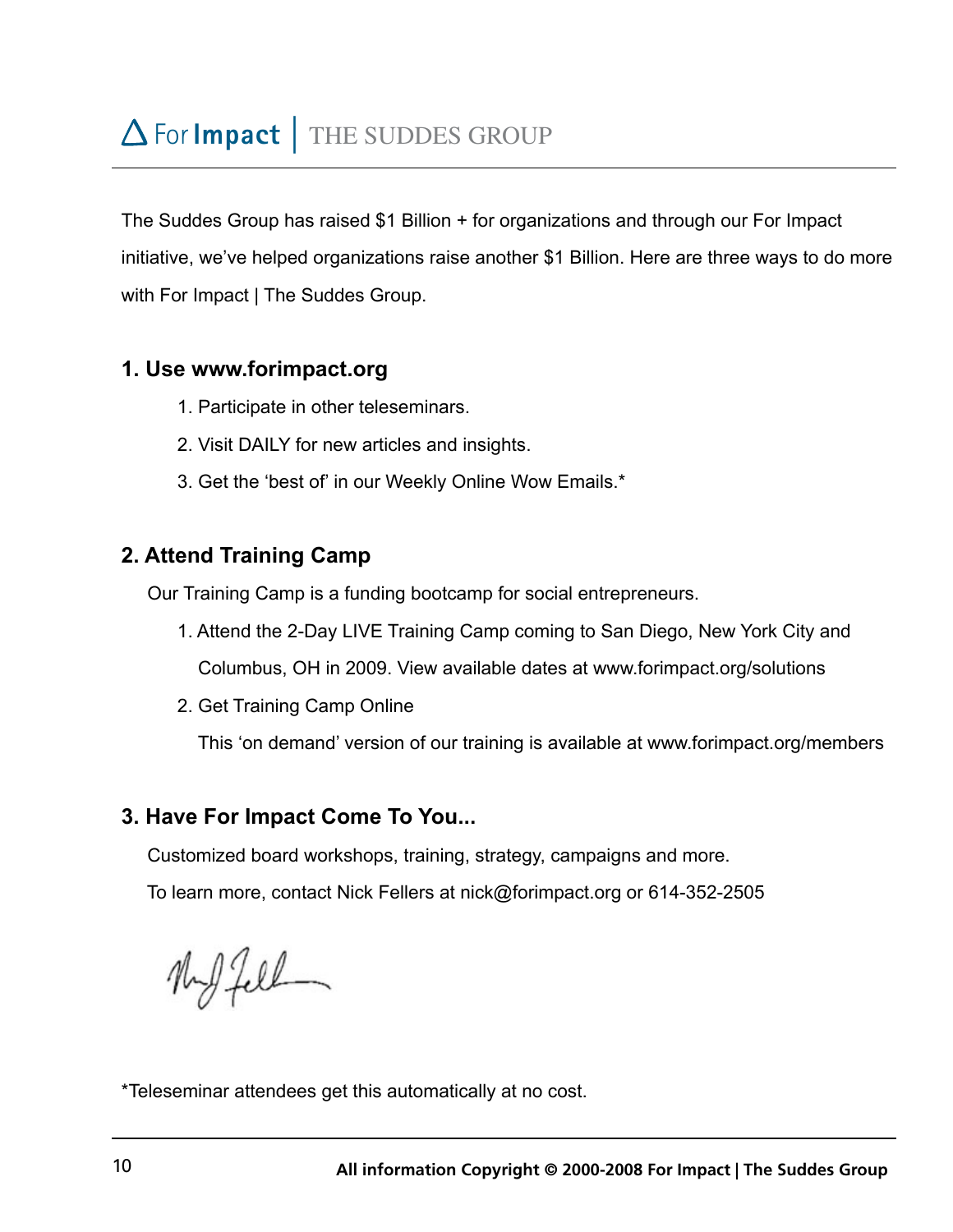The Suddes Group has raised $1 Billion + for organizations and through our For Impact initiative, we've helped organizations raise another $1 Billion. Here are three ways to do more with For Impact | The Suddes Group.

## 1. Use www.forimpact.org

1. Participate in other teleseminars.
2. Visit DAILY for new articles and insights.
3. Get the 'best of' in our Weekly Online Wow Emails.*

## 2. Attend Training Camp

Our Training Camp is a funding bootcamp for social entrepreneurs.

1. Attend the 2-Day LIVE Training Camp coming to San Diego, New York City and Columbus, OH in 2009. View available dates at www.forimpact.org/solutions
2. Get Training Camp Online

   This 'on demand' version of our training is available at www.forimpact.org/members

## 3. Have For Impact Come To You...

Customized board workshops, training, strategy, campaigns and more.

To learn more, contact Nick Fellers at nick@forimpact.org or 614-352-2505

*Teleseminar attendees get this automatically at no cost.

All information Copyright © 2000-2008 For Impact | The Suddes Group